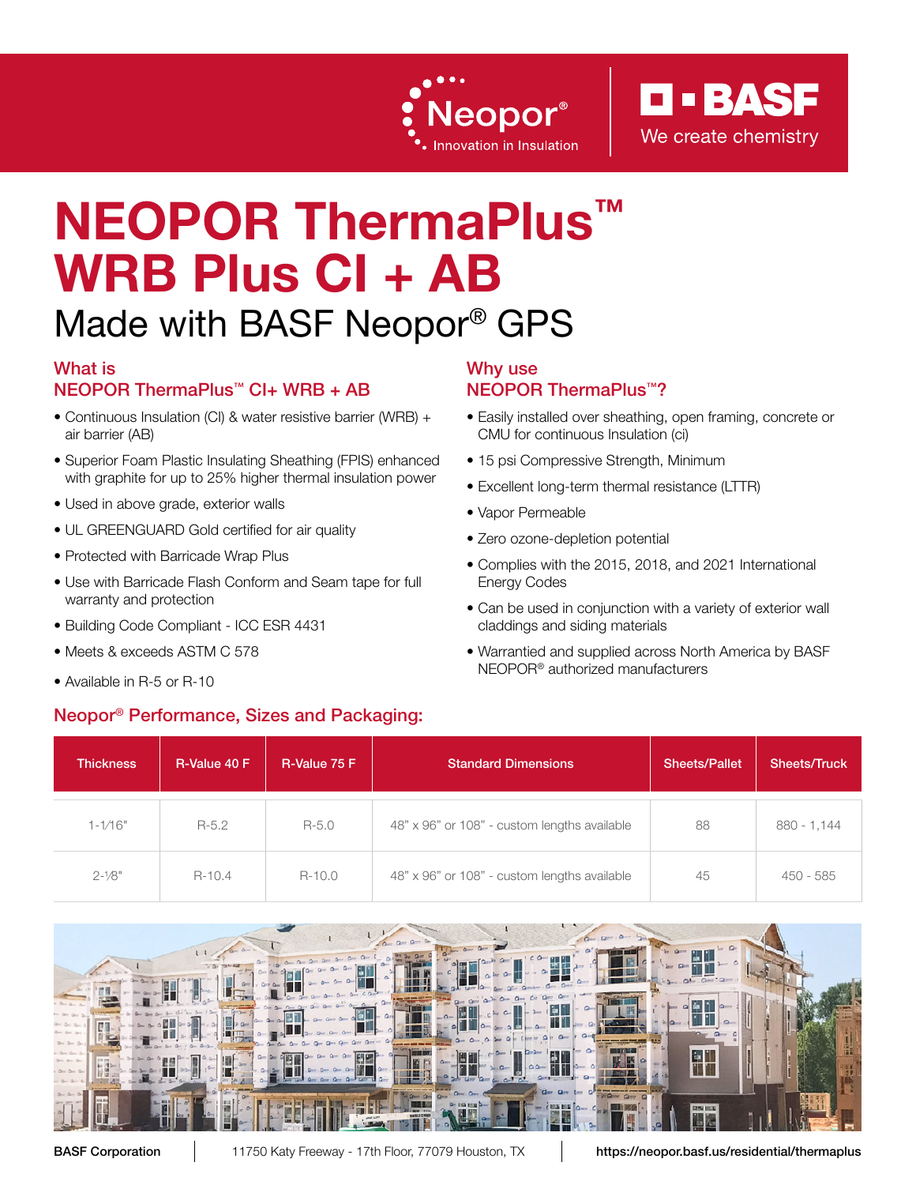Neopor® Innovation in Insulation

BASF We create chemistry

# NEOPOR ThermaPlus™ WRB Plus CI + AB

## Made with BASF Neopor® GPS

### What is NEOPOR ThermaPlus™ CI+ WRB + AB

- Continuous Insulation (CI) & water resistive barrier (WRB) + air barrier (AB)
- Superior Foam Plastic Insulating Sheathing (FPIS) enhanced with graphite for up to 25% higher thermal insulation power
- Used in above grade, exterior walls
- UL GREENGUARD Gold certified for air quality
- Protected with Barricade Wrap Plus
- Use with Barricade Flash Conform and Seam tape for full warranty and protection
- Building Code Compliant - ICC ESR 4431
- Meets & exceeds ASTM C 578
- Available in R-5 or R-10

### Why use NEOPOR ThermaPlus™?

- Easily installed over sheathing, open framing, concrete or CMU for continuous Insulation (ci)
- 15 psi Compressive Strength, Minimum
- Excellent long-term thermal resistance (LTTR)
- Vapor Permeable
- Zero ozone-depletion potential
- Complies with the 2015, 2018, and 2021 International Energy Codes
- Can be used in conjunction with a variety of exterior wall claddings and siding materials
- Warrantied and supplied across North America by BASF NEOPOR® authorized manufacturers

### Neopor® Performance, Sizes and Packaging:

| Thickness | R-Value 40 F | R-Value 75 F | Standard Dimensions | Sheets/Pallet | Sheets/Truck |
|---|---|---|---|---|---|
| 1-1/16" | R-5.2 | R-5.0 | 48" x 96" or 108" - custom lengths available | 88 | 880 - 1,144 |
| 2-1/8" | R-10.4 | R-10.0 | 48" x 96" or 108" - custom lengths available | 45 | 450 - 585 |

**BASF Corporation** | 11750 Katy Freeway - 17th Floor, 77079 Houston, TX | **https://neopor.basf.us/residential/thermaplus**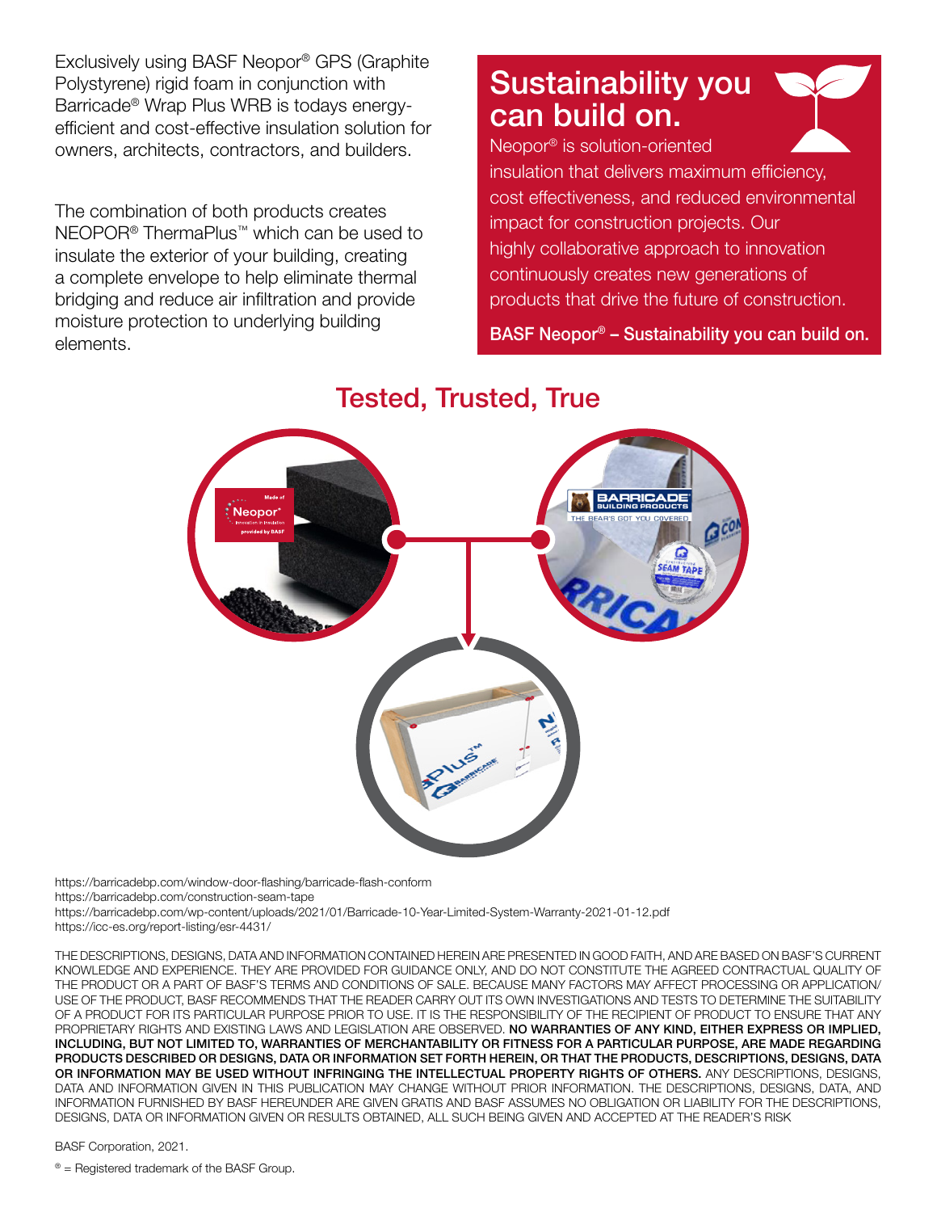Exclusively using BASF Neopor® GPS (Graphite Polystyrene) rigid foam in conjunction with Barricade® Wrap Plus WRB is todays energy-efficient and cost-effective insulation solution for owners, architects, contractors, and builders.

The combination of both products creates NEOPOR® ThermaPlus™ which can be used to insulate the exterior of your building, creating a complete envelope to help eliminate thermal bridging and reduce air infiltration and provide moisture protection to underlying building elements.

## Sustainability you can build on.

Neopor® is solution-oriented insulation that delivers maximum efficiency, cost effectiveness, and reduced environmental impact for construction projects. Our highly collaborative approach to innovation continuously creates new generations of products that drive the future of construction.

**BASF Neopor® – Sustainability you can build on.**

## Tested, Trusted, True

https://barricadebp.com/window-door-flashing/barricade-flash-conform
https://barricadebp.com/construction-seam-tape
https://barricadebp.com/wp-content/uploads/2021/01/Barricade-10-Year-Limited-System-Warranty-2021-01-12.pdf
https://icc-es.org/report-listing/esr-4431/

THE DESCRIPTIONS, DESIGNS, DATA AND INFORMATION CONTAINED HEREIN ARE PRESENTED IN GOOD FAITH, AND ARE BASED ON BASF'S CURRENT KNOWLEDGE AND EXPERIENCE. THEY ARE PROVIDED FOR GUIDANCE ONLY, AND DO NOT CONSTITUTE THE AGREED CONTRACTUAL QUALITY OF THE PRODUCT OR A PART OF BASF'S TERMS AND CONDITIONS OF SALE. BECAUSE MANY FACTORS MAY AFFECT PROCESSING OR APPLICATION/ USE OF THE PRODUCT, BASF RECOMMENDS THAT THE READER CARRY OUT ITS OWN INVESTIGATIONS AND TESTS TO DETERMINE THE SUITABILITY OF A PRODUCT FOR ITS PARTICULAR PURPOSE PRIOR TO USE. IT IS THE RESPONSIBILITY OF THE RECIPIENT OF PRODUCT TO ENSURE THAT ANY PROPRIETARY RIGHTS AND EXISTING LAWS AND LEGISLATION ARE OBSERVED. **NO WARRANTIES OF ANY KIND, EITHER EXPRESS OR IMPLIED, INCLUDING, BUT NOT LIMITED TO, WARRANTIES OF MERCHANTABILITY OR FITNESS FOR A PARTICULAR PURPOSE, ARE MADE REGARDING PRODUCTS DESCRIBED OR DESIGNS, DATA OR INFORMATION SET FORTH HEREIN, OR THAT THE PRODUCTS, DESCRIPTIONS, DESIGNS, DATA OR INFORMATION MAY BE USED WITHOUT INFRINGING THE INTELLECTUAL PROPERTY RIGHTS OF OTHERS.** ANY DESCRIPTIONS, DESIGNS, DATA AND INFORMATION GIVEN IN THIS PUBLICATION MAY CHANGE WITHOUT PRIOR INFORMATION. THE DESCRIPTIONS, DESIGNS, DATA, AND INFORMATION FURNISHED BY BASF HEREUNDER ARE GIVEN GRATIS AND BASF ASSUMES NO OBLIGATION OR LIABILITY FOR THE DESCRIPTIONS, DESIGNS, DATA OR INFORMATION GIVEN OR RESULTS OBTAINED, ALL SUCH BEING GIVEN AND ACCEPTED AT THE READER'S RISK

BASF Corporation, 2021.

® = Registered trademark of the BASF Group.